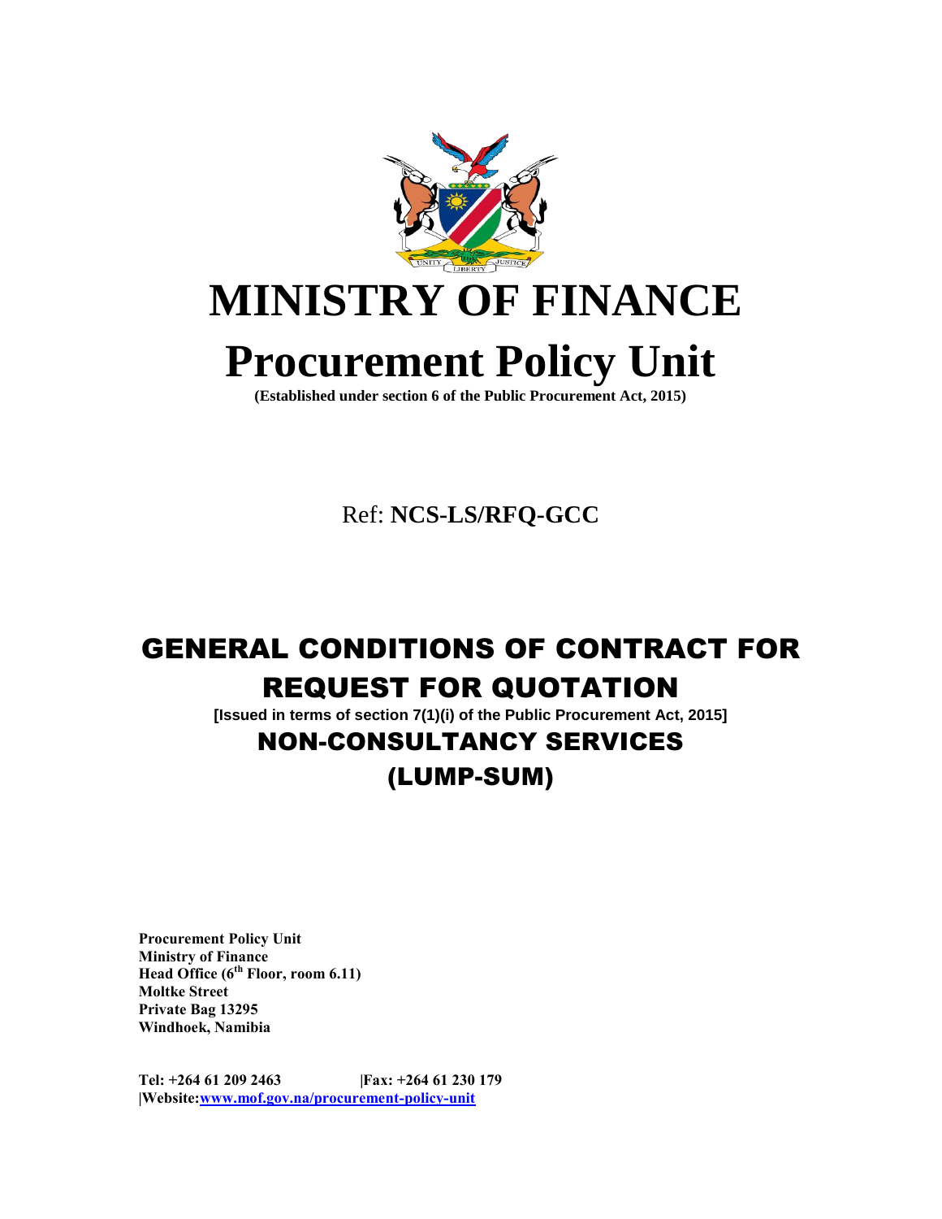# MINISTRY OF FINANCE

# Procurement Policy Unit

**(Established under section 6 of the Public Procurement Act, 2015)**

Ref: **NCS-LS/RFQ-GCC**

## GENERAL CONDITIONS OF CONTRACT FOR REQUEST FOR QUOTATION

**[Issued in terms of section 7(1)(i) of the Public Procurement Act, 2015]**

## NON-CONSULTANCY SERVICES (LUMP-SUM)

**Procurement Policy Unit**
**Ministry of Finance**
**Head Office (6th Floor, room 6.11)**
**Moltke Street**
**Private Bag 13295**
**Windhoek, Namibia**

**Tel: +264 61 209 2463 |Fax: +264 61 230 179 |Website:www.mof.gov.na/procurement-policy-unit**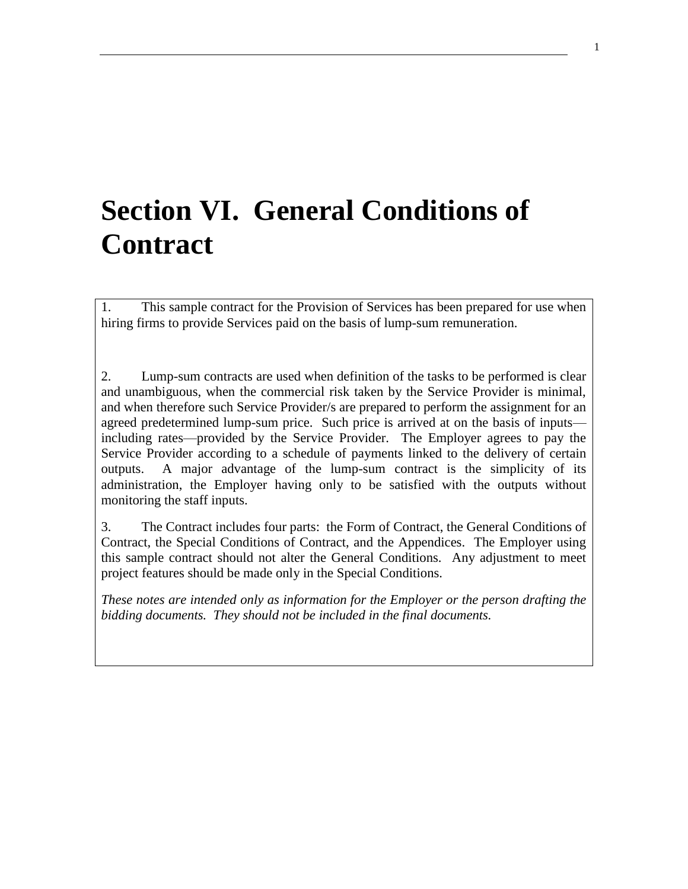# Section VI. General Conditions of Contract

1. This sample contract for the Provision of Services has been prepared for use when hiring firms to provide Services paid on the basis of lump-sum remuneration.

2. Lump-sum contracts are used when definition of the tasks to be performed is clear and unambiguous, when the commercial risk taken by the Service Provider is minimal, and when therefore such Service Provider/s are prepared to perform the assignment for an agreed predetermined lump-sum price. Such price is arrived at on the basis of inputs—including rates—provided by the Service Provider. The Employer agrees to pay the Service Provider according to a schedule of payments linked to the delivery of certain outputs. A major advantage of the lump-sum contract is the simplicity of its administration, the Employer having only to be satisfied with the outputs without monitoring the staff inputs.

3. The Contract includes four parts: the Form of Contract, the General Conditions of Contract, the Special Conditions of Contract, and the Appendices. The Employer using this sample contract should not alter the General Conditions. Any adjustment to meet project features should be made only in the Special Conditions.

*These notes are intended only as information for the Employer or the person drafting the bidding documents. They should not be included in the final documents.*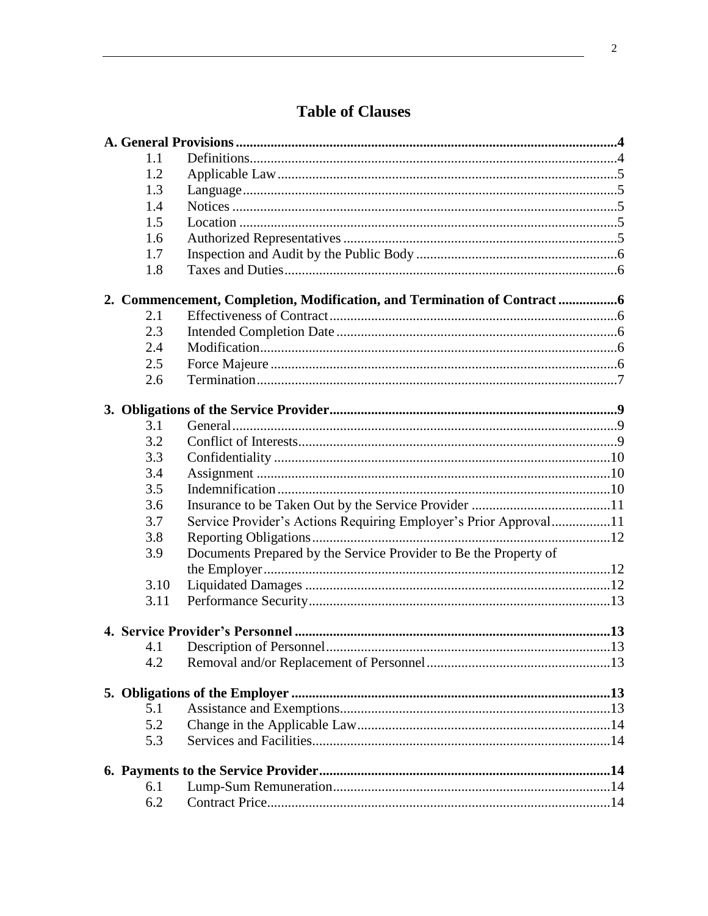# Table of Clauses

**A. General Provisions** .......... **4**

| | | |
|---|---|---|
| 1.1 | Definitions | 4 |
| 1.2 | Applicable Law | 5 |
| 1.3 | Language | 5 |
| 1.4 | Notices | 5 |
| 1.5 | Location | 5 |
| 1.6 | Authorized Representatives | 5 |
| 1.7 | Inspection and Audit by the Public Body | 6 |
| 1.8 | Taxes and Duties | 6 |

**2. Commencement, Completion, Modification, and Termination of Contract** .......... **6**

| | | |
|---|---|---|
| 2.1 | Effectiveness of Contract | 6 |
| 2.3 | Intended Completion Date | 6 |
| 2.4 | Modification | 6 |
| 2.5 | Force Majeure | 6 |
| 2.6 | Termination | 7 |

**3. Obligations of the Service Provider** .......... **9**

| | | |
|---|---|---|
| 3.1 | General | 9 |
| 3.2 | Conflict of Interests | 9 |
| 3.3 | Confidentiality | 10 |
| 3.4 | Assignment | 10 |
| 3.5 | Indemnification | 10 |
| 3.6 | Insurance to be Taken Out by the Service Provider | 11 |
| 3.7 | Service Provider's Actions Requiring Employer's Prior Approval | 11 |
| 3.8 | Reporting Obligations | 12 |
| 3.9 | Documents Prepared by the Service Provider to Be the Property of the Employer | 12 |
| 3.10 | Liquidated Damages | 12 |
| 3.11 | Performance Security | 13 |

**4. Service Provider's Personnel** .......... **13**

| | | |
|---|---|---|
| 4.1 | Description of Personnel | 13 |
| 4.2 | Removal and/or Replacement of Personnel | 13 |

**5. Obligations of the Employer** .......... **13**

| | | |
|---|---|---|
| 5.1 | Assistance and Exemptions | 13 |
| 5.2 | Change in the Applicable Law | 14 |
| 5.3 | Services and Facilities | 14 |

**6. Payments to the Service Provider** .......... **14**

| | | |
|---|---|---|
| 6.1 | Lump-Sum Remuneration | 14 |
| 6.2 | Contract Price | 14 |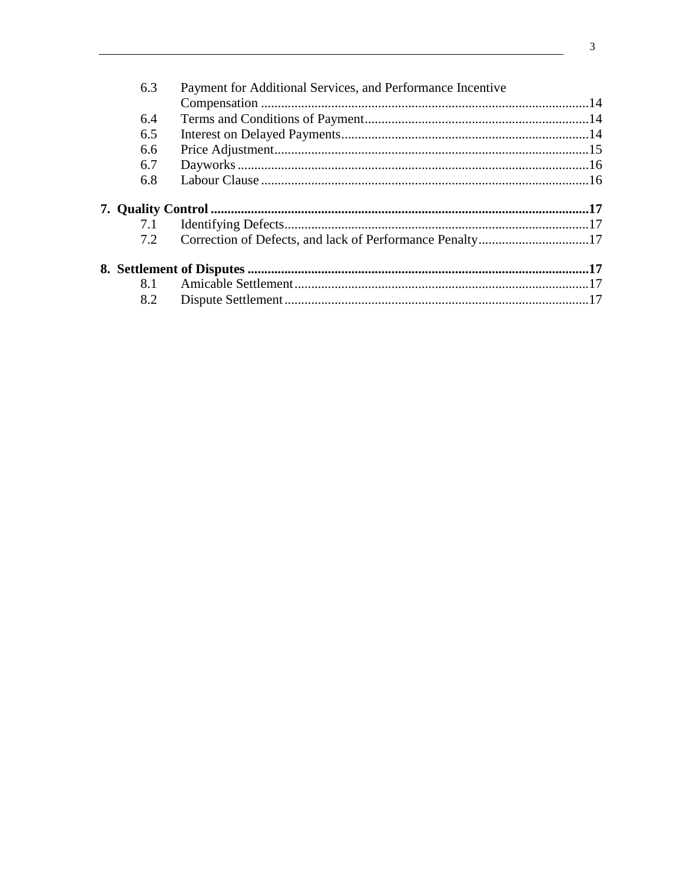6.3 Payment for Additional Services, and Performance Incentive Compensation ....14

6.4 Terms and Conditions of Payment....14

6.5 Interest on Delayed Payments....14

6.6 Price Adjustment....15

6.7 Dayworks....16

6.8 Labour Clause....16

**7. Quality Control....17**

7.1 Identifying Defects....17

7.2 Correction of Defects, and lack of Performance Penalty....17

**8. Settlement of Disputes....17**

8.1 Amicable Settlement....17

8.2 Dispute Settlement....17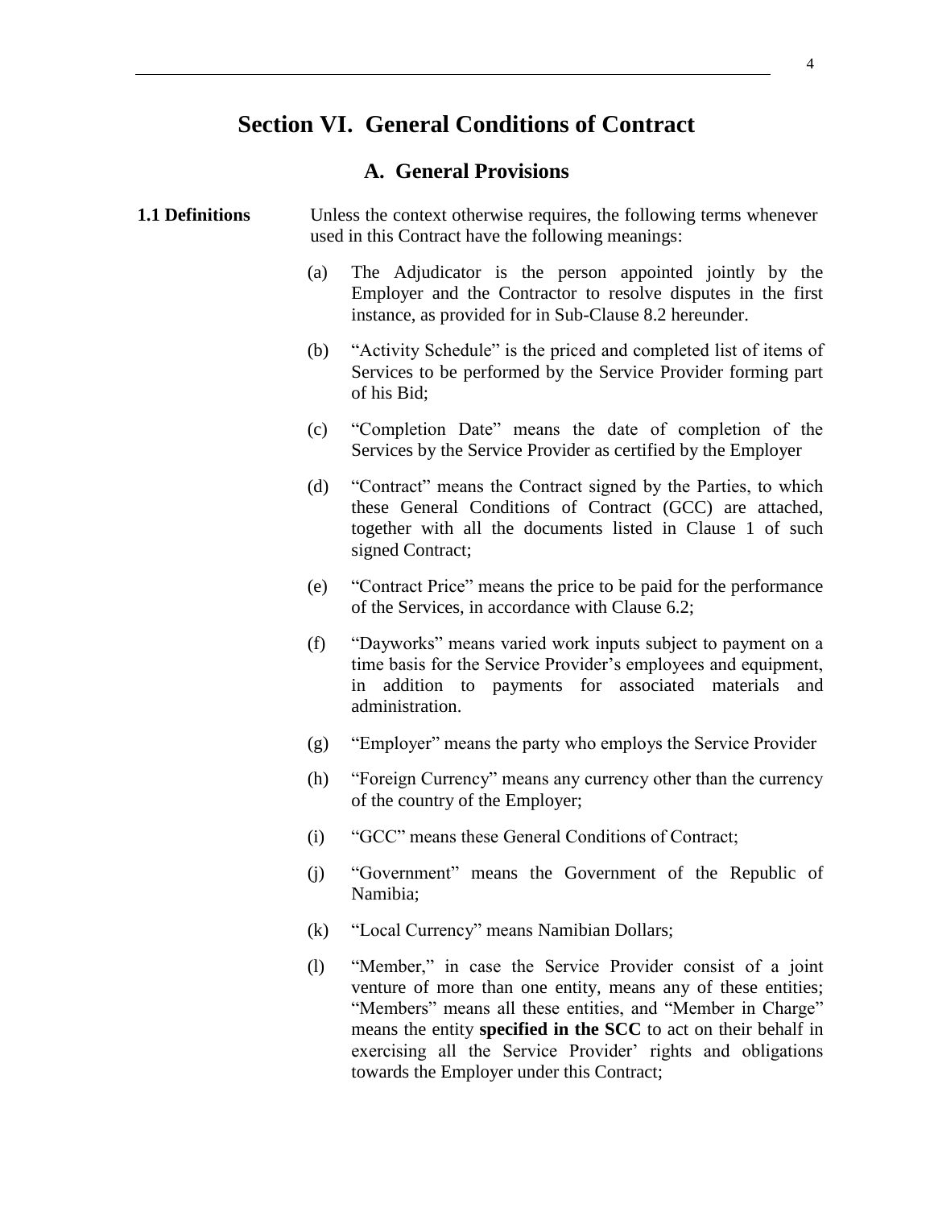# Section VI. General Conditions of Contract

## A. General Provisions

**1.1 Definitions**

Unless the context otherwise requires, the following terms whenever used in this Contract have the following meanings:

(a) The Adjudicator is the person appointed jointly by the Employer and the Contractor to resolve disputes in the first instance, as provided for in Sub-Clause 8.2 hereunder.

(b) "Activity Schedule" is the priced and completed list of items of Services to be performed by the Service Provider forming part of his Bid;

(c) "Completion Date" means the date of completion of the Services by the Service Provider as certified by the Employer

(d) "Contract" means the Contract signed by the Parties, to which these General Conditions of Contract (GCC) are attached, together with all the documents listed in Clause 1 of such signed Contract;

(e) "Contract Price" means the price to be paid for the performance of the Services, in accordance with Clause 6.2;

(f) "Dayworks" means varied work inputs subject to payment on a time basis for the Service Provider's employees and equipment, in addition to payments for associated materials and administration.

(g) "Employer" means the party who employs the Service Provider

(h) "Foreign Currency" means any currency other than the currency of the country of the Employer;

(i) "GCC" means these General Conditions of Contract;

(j) "Government" means the Government of the Republic of Namibia;

(k) "Local Currency" means Namibian Dollars;

(l) "Member," in case the Service Provider consist of a joint venture of more than one entity, means any of these entities; "Members" means all these entities, and "Member in Charge" means the entity **specified in the SCC** to act on their behalf in exercising all the Service Provider' rights and obligations towards the Employer under this Contract;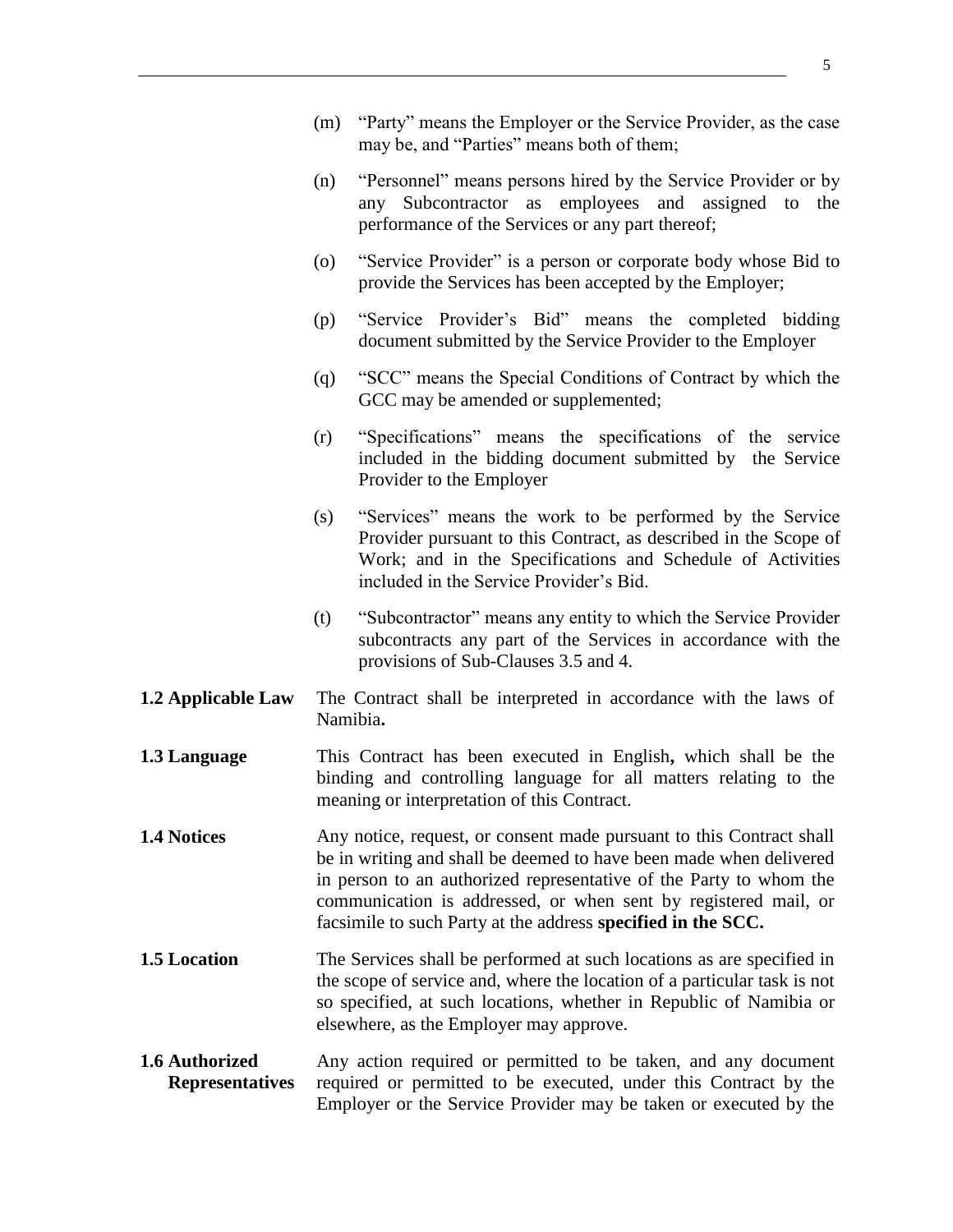(m) "Party" means the Employer or the Service Provider, as the case may be, and "Parties" means both of them;

(n) "Personnel" means persons hired by the Service Provider or by any Subcontractor as employees and assigned to the performance of the Services or any part thereof;

(o) "Service Provider" is a person or corporate body whose Bid to provide the Services has been accepted by the Employer;

(p) "Service Provider's Bid" means the completed bidding document submitted by the Service Provider to the Employer

(q) "SCC" means the Special Conditions of Contract by which the GCC may be amended or supplemented;

(r) "Specifications" means the specifications of the service included in the bidding document submitted by the Service Provider to the Employer

(s) "Services" means the work to be performed by the Service Provider pursuant to this Contract, as described in the Scope of Work; and in the Specifications and Schedule of Activities included in the Service Provider's Bid.

(t) "Subcontractor" means any entity to which the Service Provider subcontracts any part of the Services in accordance with the provisions of Sub-Clauses 3.5 and 4.

**1.2 Applicable Law** The Contract shall be interpreted in accordance with the laws of Namibia**.**

**1.3 Language** This Contract has been executed in English**,** which shall be the binding and controlling language for all matters relating to the meaning or interpretation of this Contract.

**1.4 Notices** Any notice, request, or consent made pursuant to this Contract shall be in writing and shall be deemed to have been made when delivered in person to an authorized representative of the Party to whom the communication is addressed, or when sent by registered mail, or facsimile to such Party at the address **specified in the SCC.**

**1.5 Location** The Services shall be performed at such locations as are specified in the scope of service and, where the location of a particular task is not so specified, at such locations, whether in Republic of Namibia or elsewhere, as the Employer may approve.

**1.6 Authorized Representatives** Any action required or permitted to be taken, and any document required or permitted to be executed, under this Contract by the Employer or the Service Provider may be taken or executed by the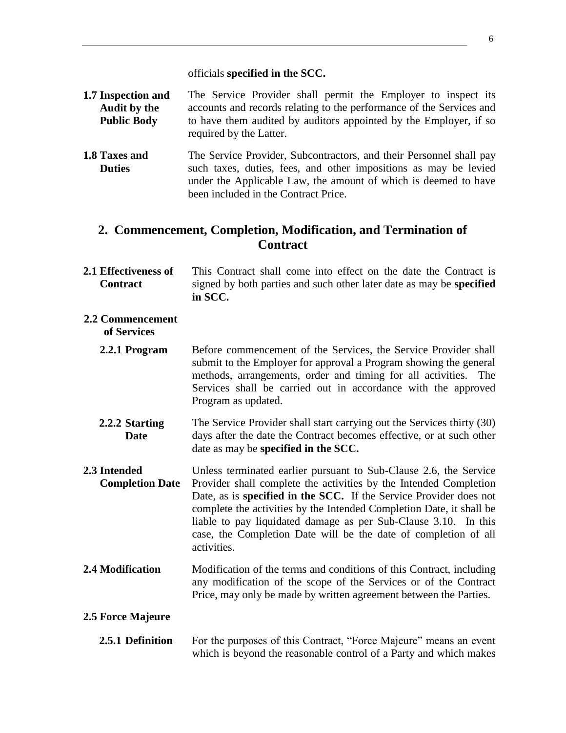officials **specified in the SCC.**

**1.7 Inspection and Audit by the Public Body** The Service Provider shall permit the Employer to inspect its accounts and records relating to the performance of the Services and to have them audited by auditors appointed by the Employer, if so required by the Latter.

**1.8 Taxes and Duties** The Service Provider, Subcontractors, and their Personnel shall pay such taxes, duties, fees, and other impositions as may be levied under the Applicable Law, the amount of which is deemed to have been included in the Contract Price.

## 2. Commencement, Completion, Modification, and Termination of Contract

**2.1 Effectiveness of Contract** This Contract shall come into effect on the date the Contract is signed by both parties and such other later date as may be **specified in SCC.**

**2.2 Commencement of Services**

**2.2.1 Program** Before commencement of the Services, the Service Provider shall submit to the Employer for approval a Program showing the general methods, arrangements, order and timing for all activities. The Services shall be carried out in accordance with the approved Program as updated.

**2.2.2 Starting Date** The Service Provider shall start carrying out the Services thirty (30) days after the date the Contract becomes effective, or at such other date as may be **specified in the SCC.**

**2.3 Intended Completion Date** Unless terminated earlier pursuant to Sub-Clause 2.6, the Service Provider shall complete the activities by the Intended Completion Date, as is **specified in the SCC.** If the Service Provider does not complete the activities by the Intended Completion Date, it shall be liable to pay liquidated damage as per Sub-Clause 3.10. In this case, the Completion Date will be the date of completion of all activities.

**2.4 Modification** Modification of the terms and conditions of this Contract, including any modification of the scope of the Services or of the Contract Price, may only be made by written agreement between the Parties.

**2.5 Force Majeure**

**2.5.1 Definition** For the purposes of this Contract, "Force Majeure" means an event which is beyond the reasonable control of a Party and which makes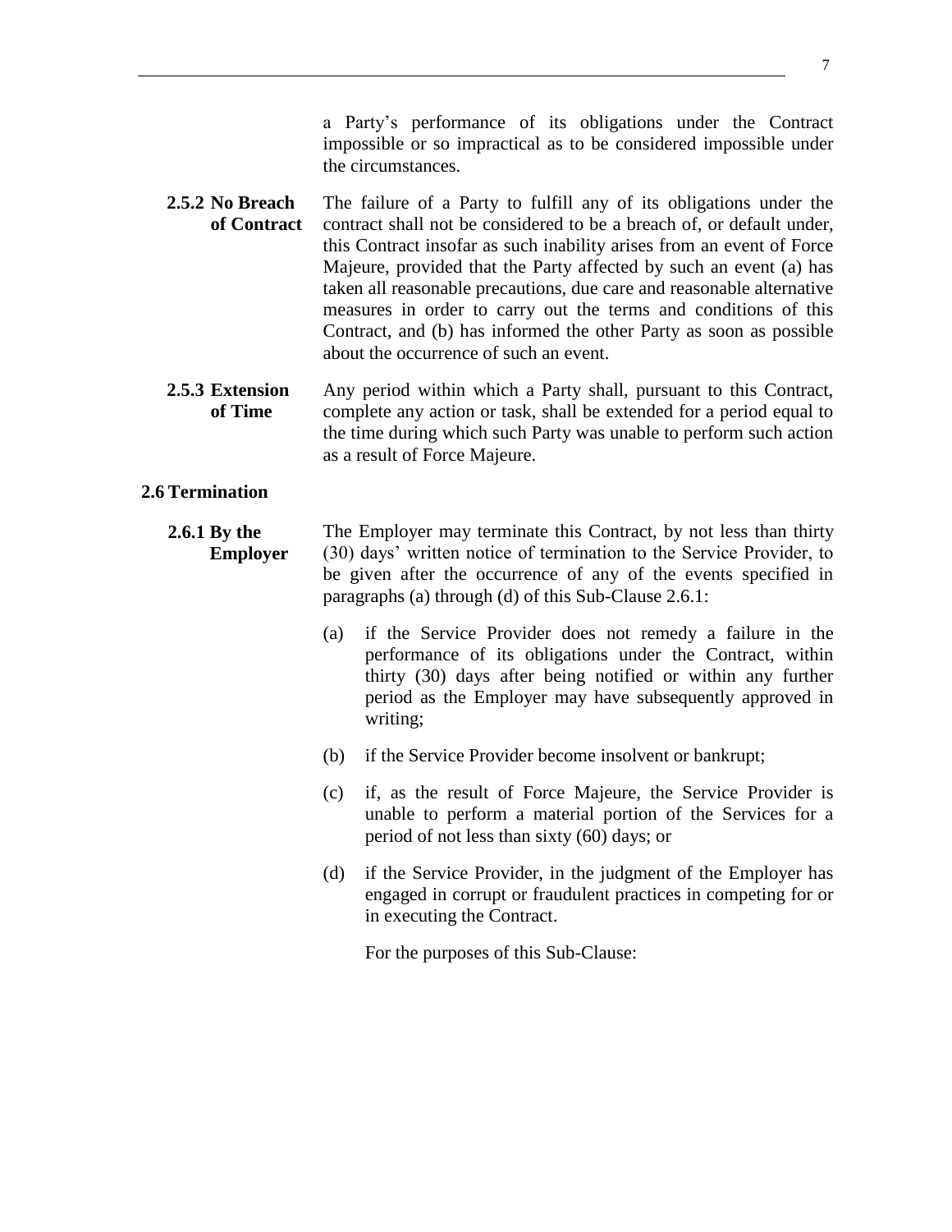a Party's performance of its obligations under the Contract impossible or so impractical as to be considered impossible under the circumstances.

**2.5.2 No Breach of Contract** The failure of a Party to fulfill any of its obligations under the contract shall not be considered to be a breach of, or default under, this Contract insofar as such inability arises from an event of Force Majeure, provided that the Party affected by such an event (a) has taken all reasonable precautions, due care and reasonable alternative measures in order to carry out the terms and conditions of this Contract, and (b) has informed the other Party as soon as possible about the occurrence of such an event.

**2.5.3 Extension of Time** Any period within which a Party shall, pursuant to this Contract, complete any action or task, shall be extended for a period equal to the time during which such Party was unable to perform such action as a result of Force Majeure.

**2.6 Termination**

**2.6.1 By the Employer** The Employer may terminate this Contract, by not less than thirty (30) days' written notice of termination to the Service Provider, to be given after the occurrence of any of the events specified in paragraphs (a) through (d) of this Sub-Clause 2.6.1:

(a) if the Service Provider does not remedy a failure in the performance of its obligations under the Contract, within thirty (30) days after being notified or within any further period as the Employer may have subsequently approved in writing;

(b) if the Service Provider become insolvent or bankrupt;

(c) if, as the result of Force Majeure, the Service Provider is unable to perform a material portion of the Services for a period of not less than sixty (60) days; or

(d) if the Service Provider, in the judgment of the Employer has engaged in corrupt or fraudulent practices in competing for or in executing the Contract.

For the purposes of this Sub-Clause: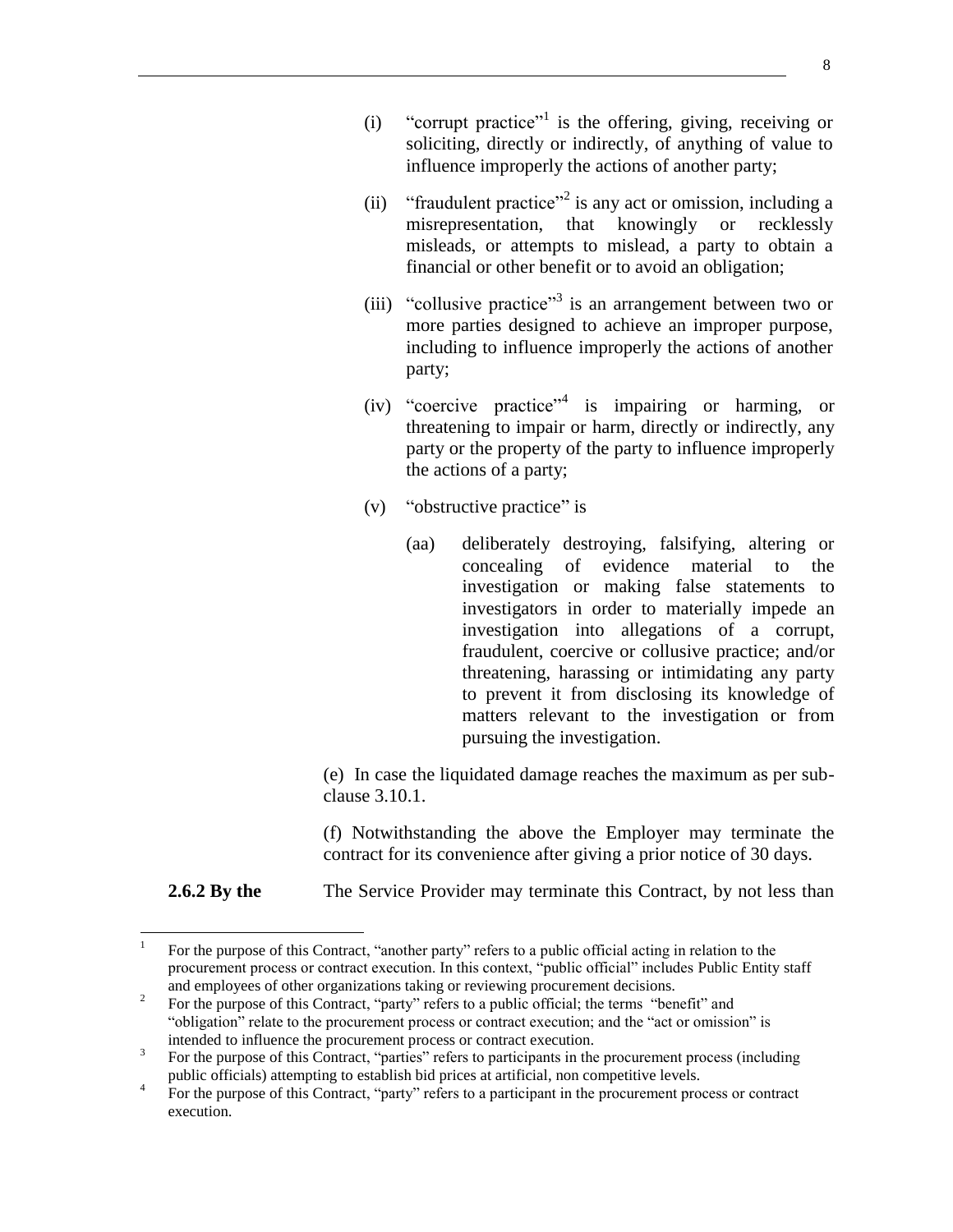(i) "corrupt practice"[1] is the offering, giving, receiving or soliciting, directly or indirectly, of anything of value to influence improperly the actions of another party;

(ii) "fraudulent practice"[2] is any act or omission, including a misrepresentation, that knowingly or recklessly misleads, or attempts to mislead, a party to obtain a financial or other benefit or to avoid an obligation;

(iii) "collusive practice"[3] is an arrangement between two or more parties designed to achieve an improper purpose, including to influence improperly the actions of another party;

(iv) "coercive practice"[4] is impairing or harming, or threatening to impair or harm, directly or indirectly, any party or the property of the party to influence improperly the actions of a party;

(v) "obstructive practice" is

(aa) deliberately destroying, falsifying, altering or concealing of evidence material to the investigation or making false statements to investigators in order to materially impede an investigation into allegations of a corrupt, fraudulent, coercive or collusive practice; and/or threatening, harassing or intimidating any party to prevent it from disclosing its knowledge of matters relevant to the investigation or from pursuing the investigation.

(e) In case the liquidated damage reaches the maximum as per sub-clause 3.10.1.

(f) Notwithstanding the above the Employer may terminate the contract for its convenience after giving a prior notice of 30 days.

**2.6.2 By the** The Service Provider may terminate this Contract, by not less than

---

[1] For the purpose of this Contract, "another party" refers to a public official acting in relation to the procurement process or contract execution. In this context, "public official" includes Public Entity staff and employees of other organizations taking or reviewing procurement decisions.

[2] For the purpose of this Contract, "party" refers to a public official; the terms "benefit" and "obligation" relate to the procurement process or contract execution; and the "act or omission" is intended to influence the procurement process or contract execution.

[3] For the purpose of this Contract, "parties" refers to participants in the procurement process (including public officials) attempting to establish bid prices at artificial, non competitive levels.

[4] For the purpose of this Contract, "party" refers to a participant in the procurement process or contract execution.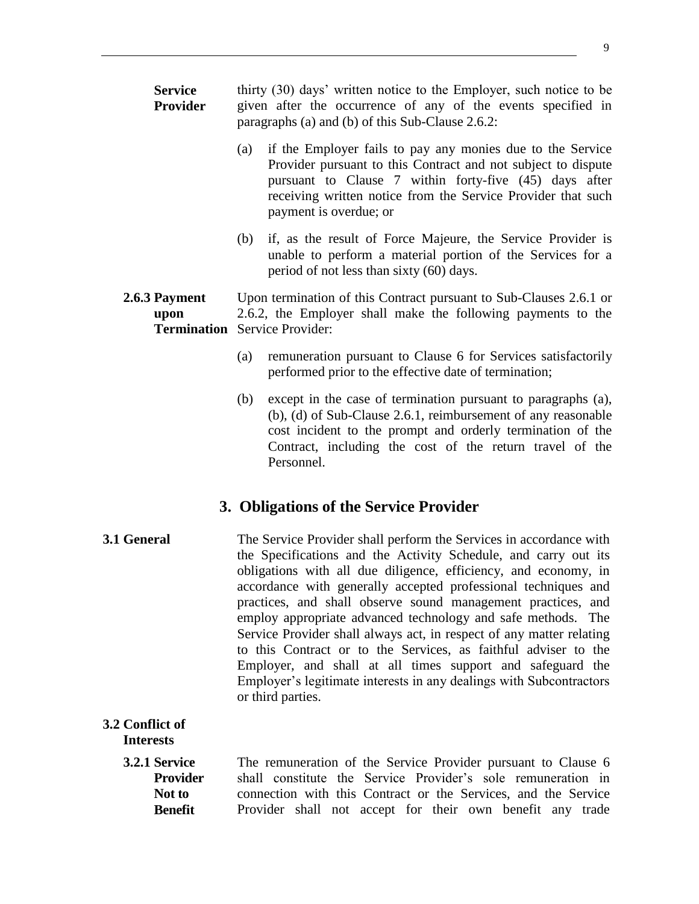**Service Provider** thirty (30) days' written notice to the Employer, such notice to be given after the occurrence of any of the events specified in paragraphs (a) and (b) of this Sub-Clause 2.6.2:

(a) if the Employer fails to pay any monies due to the Service Provider pursuant to this Contract and not subject to dispute pursuant to Clause 7 within forty-five (45) days after receiving written notice from the Service Provider that such payment is overdue; or

(b) if, as the result of Force Majeure, the Service Provider is unable to perform a material portion of the Services for a period of not less than sixty (60) days.

**2.6.3 Payment upon Termination** Upon termination of this Contract pursuant to Sub-Clauses 2.6.1 or 2.6.2, the Employer shall make the following payments to the Service Provider:

(a) remuneration pursuant to Clause 6 for Services satisfactorily performed prior to the effective date of termination;

(b) except in the case of termination pursuant to paragraphs (a), (b), (d) of Sub-Clause 2.6.1, reimbursement of any reasonable cost incident to the prompt and orderly termination of the Contract, including the cost of the return travel of the Personnel.

## 3. Obligations of the Service Provider

**3.1 General** The Service Provider shall perform the Services in accordance with the Specifications and the Activity Schedule, and carry out its obligations with all due diligence, efficiency, and economy, in accordance with generally accepted professional techniques and practices, and shall observe sound management practices, and employ appropriate advanced technology and safe methods. The Service Provider shall always act, in respect of any matter relating to this Contract or to the Services, as faithful adviser to the Employer, and shall at all times support and safeguard the Employer's legitimate interests in any dealings with Subcontractors or third parties.

**3.2 Conflict of Interests**

**3.2.1 Service Provider Not to Benefit** The remuneration of the Service Provider pursuant to Clause 6 shall constitute the Service Provider's sole remuneration in connection with this Contract or the Services, and the Service Provider shall not accept for their own benefit any trade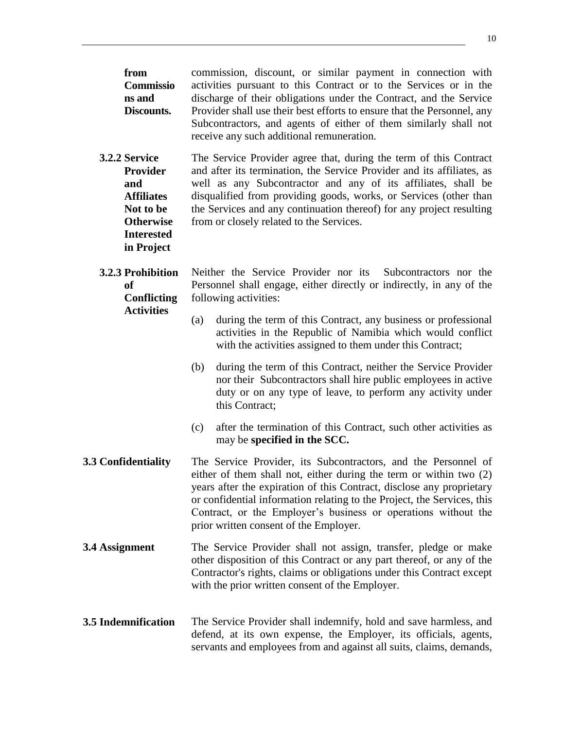**from Commissions and Discounts.** commission, discount, or similar payment in connection with activities pursuant to this Contract or to the Services or in the discharge of their obligations under the Contract, and the Service Provider shall use their best efforts to ensure that the Personnel, any Subcontractors, and agents of either of them similarly shall not receive any such additional remuneration.

**3.2.2 Service Provider and Affiliates Not to be Otherwise Interested in Project**

The Service Provider agree that, during the term of this Contract and after its termination, the Service Provider and its affiliates, as well as any Subcontractor and any of its affiliates, shall be disqualified from providing goods, works, or Services (other than the Services and any continuation thereof) for any project resulting from or closely related to the Services.

**3.2.3 Prohibition of Conflicting Activities**

Neither the Service Provider nor its Subcontractors nor the Personnel shall engage, either directly or indirectly, in any of the following activities:

(a) during the term of this Contract, any business or professional activities in the Republic of Namibia which would conflict with the activities assigned to them under this Contract;

(b) during the term of this Contract, neither the Service Provider nor their Subcontractors shall hire public employees in active duty or on any type of leave, to perform any activity under this Contract;

(c) after the termination of this Contract, such other activities as may be **specified in the SCC.**

**3.3 Confidentiality**

The Service Provider, its Subcontractors, and the Personnel of either of them shall not, either during the term or within two (2) years after the expiration of this Contract, disclose any proprietary or confidential information relating to the Project, the Services, this Contract, or the Employer's business or operations without the prior written consent of the Employer.

**3.4 Assignment**

The Service Provider shall not assign, transfer, pledge or make other disposition of this Contract or any part thereof, or any of the Contractor's rights, claims or obligations under this Contract except with the prior written consent of the Employer.

**3.5 Indemnification**

The Service Provider shall indemnify, hold and save harmless, and defend, at its own expense, the Employer, its officials, agents, servants and employees from and against all suits, claims, demands,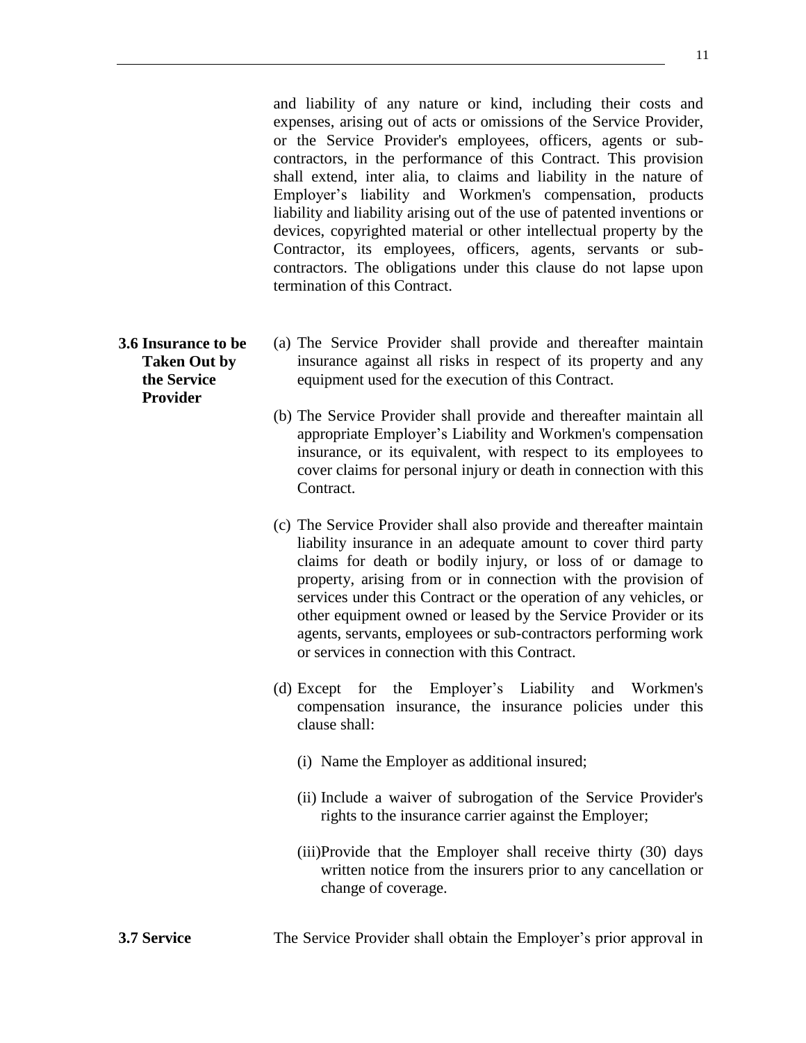and liability of any nature or kind, including their costs and expenses, arising out of acts or omissions of the Service Provider, or the Service Provider's employees, officers, agents or sub-contractors, in the performance of this Contract. This provision shall extend, inter alia, to claims and liability in the nature of Employer's liability and Workmen's compensation, products liability and liability arising out of the use of patented inventions or devices, copyrighted material or other intellectual property by the Contractor, its employees, officers, agents, servants or sub-contractors. The obligations under this clause do not lapse upon termination of this Contract.

**3.6 Insurance to be Taken Out by the Service Provider**

(a) The Service Provider shall provide and thereafter maintain insurance against all risks in respect of its property and any equipment used for the execution of this Contract.

(b) The Service Provider shall provide and thereafter maintain all appropriate Employer's Liability and Workmen's compensation insurance, or its equivalent, with respect to its employees to cover claims for personal injury or death in connection with this Contract.

(c) The Service Provider shall also provide and thereafter maintain liability insurance in an adequate amount to cover third party claims for death or bodily injury, or loss of or damage to property, arising from or in connection with the provision of services under this Contract or the operation of any vehicles, or other equipment owned or leased by the Service Provider or its agents, servants, employees or sub-contractors performing work or services in connection with this Contract.

(d) Except for the Employer's Liability and Workmen's compensation insurance, the insurance policies under this clause shall:

(i) Name the Employer as additional insured;

(ii) Include a waiver of subrogation of the Service Provider's rights to the insurance carrier against the Employer;

(iii) Provide that the Employer shall receive thirty (30) days written notice from the insurers prior to any cancellation or change of coverage.

**3.7 Service**

The Service Provider shall obtain the Employer's prior approval in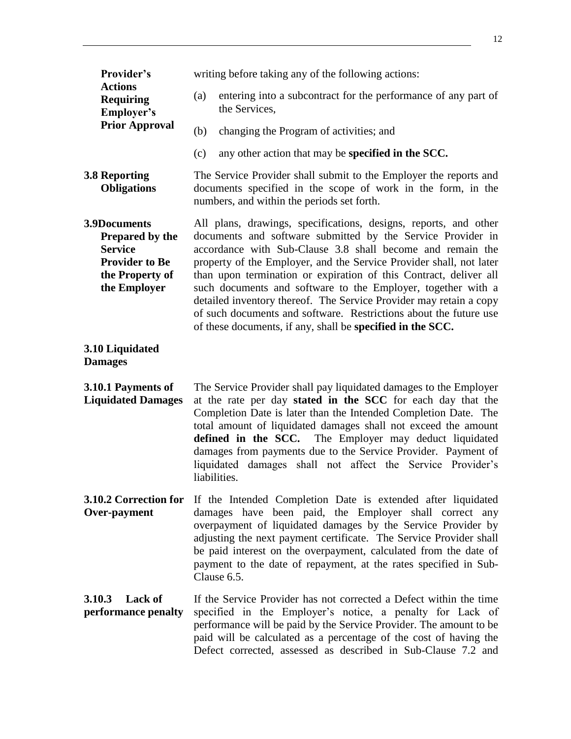**Provider's Actions Requiring Employer's Prior Approval**

writing before taking any of the following actions:

(a) entering into a subcontract for the performance of any part of the Services,

(b) changing the Program of activities; and

(c) any other action that may be **specified in the SCC.**

**3.8 Reporting Obligations**

The Service Provider shall submit to the Employer the reports and documents specified in the scope of work in the form, in the numbers, and within the periods set forth.

**3.9Documents Prepared by the Service Provider to Be the Property of the Employer**

All plans, drawings, specifications, designs, reports, and other documents and software submitted by the Service Provider in accordance with Sub-Clause 3.8 shall become and remain the property of the Employer, and the Service Provider shall, not later than upon termination or expiration of this Contract, deliver all such documents and software to the Employer, together with a detailed inventory thereof. The Service Provider may retain a copy of such documents and software. Restrictions about the future use of these documents, if any, shall be **specified in the SCC.**

**3.10 Liquidated Damages**

**3.10.1 Payments of Liquidated Damages**

The Service Provider shall pay liquidated damages to the Employer at the rate per day **stated in the SCC** for each day that the Completion Date is later than the Intended Completion Date. The total amount of liquidated damages shall not exceed the amount **defined in the SCC.** The Employer may deduct liquidated damages from payments due to the Service Provider. Payment of liquidated damages shall not affect the Service Provider's liabilities.

**3.10.2 Correction for Over-payment**

If the Intended Completion Date is extended after liquidated damages have been paid, the Employer shall correct any overpayment of liquidated damages by the Service Provider by adjusting the next payment certificate. The Service Provider shall be paid interest on the overpayment, calculated from the date of payment to the date of repayment, at the rates specified in Sub-Clause 6.5.

**3.10.3 Lack of performance penalty**

If the Service Provider has not corrected a Defect within the time specified in the Employer's notice, a penalty for Lack of performance will be paid by the Service Provider. The amount to be paid will be calculated as a percentage of the cost of having the Defect corrected, assessed as described in Sub-Clause 7.2 and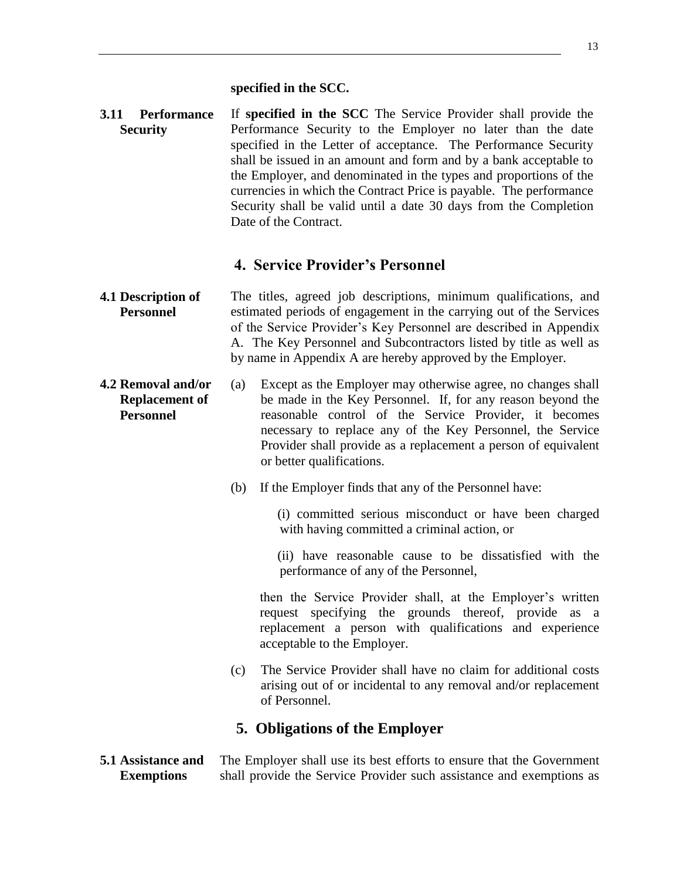**specified in the SCC.**

**3.11 Performance Security**

If **specified in the SCC** The Service Provider shall provide the Performance Security to the Employer no later than the date specified in the Letter of acceptance. The Performance Security shall be issued in an amount and form and by a bank acceptable to the Employer, and denominated in the types and proportions of the currencies in which the Contract Price is payable. The performance Security shall be valid until a date 30 days from the Completion Date of the Contract.

## 4. Service Provider's Personnel

**4.1 Description of Personnel**

The titles, agreed job descriptions, minimum qualifications, and estimated periods of engagement in the carrying out of the Services of the Service Provider's Key Personnel are described in Appendix A. The Key Personnel and Subcontractors listed by title as well as by name in Appendix A are hereby approved by the Employer.

**4.2 Removal and/or Replacement of Personnel**

(a) Except as the Employer may otherwise agree, no changes shall be made in the Key Personnel. If, for any reason beyond the reasonable control of the Service Provider, it becomes necessary to replace any of the Key Personnel, the Service Provider shall provide as a replacement a person of equivalent or better qualifications.

(b) If the Employer finds that any of the Personnel have:

(i) committed serious misconduct or have been charged with having committed a criminal action, or

(ii) have reasonable cause to be dissatisfied with the performance of any of the Personnel,

then the Service Provider shall, at the Employer's written request specifying the grounds thereof, provide as a replacement a person with qualifications and experience acceptable to the Employer.

(c) The Service Provider shall have no claim for additional costs arising out of or incidental to any removal and/or replacement of Personnel.

## 5. Obligations of the Employer

**5.1 Assistance and Exemptions**

The Employer shall use its best efforts to ensure that the Government shall provide the Service Provider such assistance and exemptions as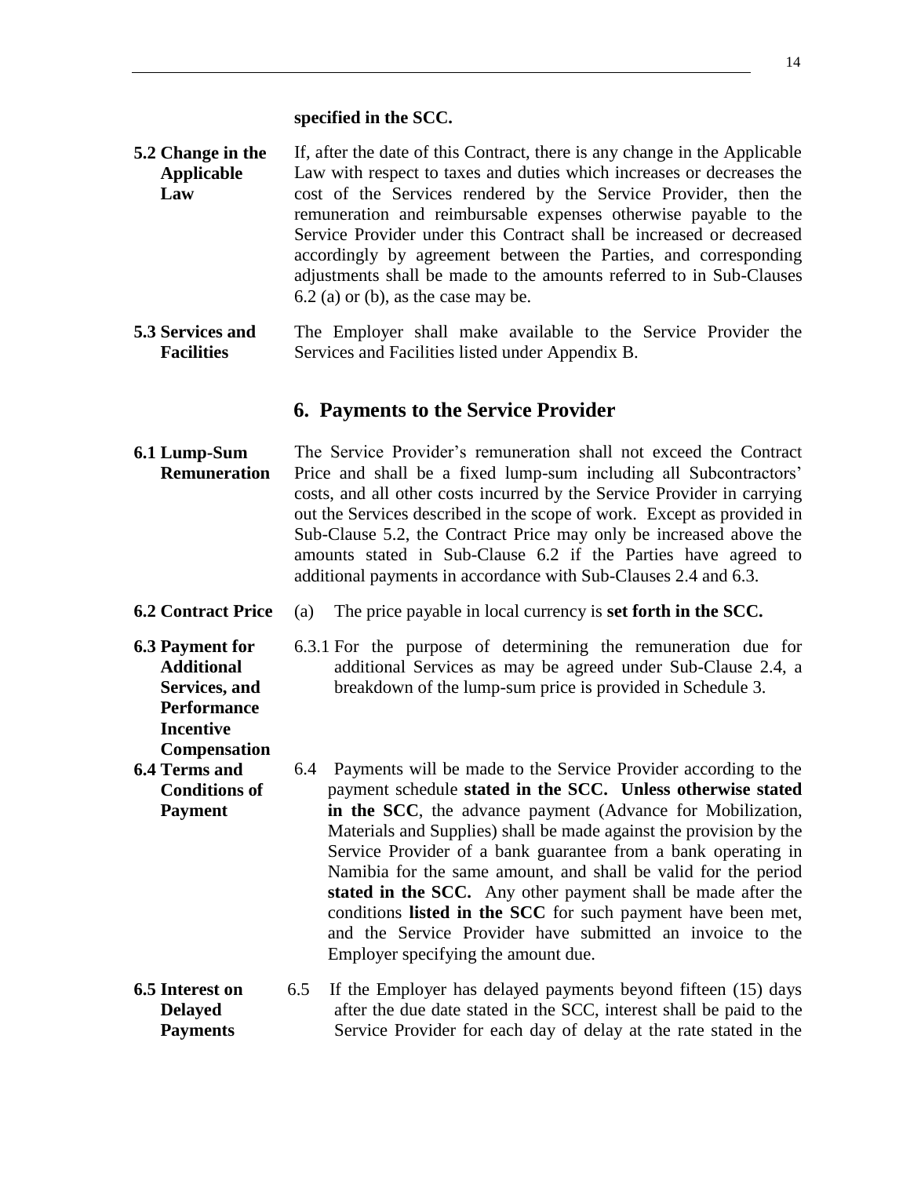**specified in the SCC.**

**5.2 Change in the Applicable Law** If, after the date of this Contract, there is any change in the Applicable Law with respect to taxes and duties which increases or decreases the cost of the Services rendered by the Service Provider, then the remuneration and reimbursable expenses otherwise payable to the Service Provider under this Contract shall be increased or decreased accordingly by agreement between the Parties, and corresponding adjustments shall be made to the amounts referred to in Sub-Clauses 6.2 (a) or (b), as the case may be.

**5.3 Services and Facilities** The Employer shall make available to the Service Provider the Services and Facilities listed under Appendix B.

## 6. Payments to the Service Provider

**6.1 Lump-Sum Remuneration** The Service Provider's remuneration shall not exceed the Contract Price and shall be a fixed lump-sum including all Subcontractors' costs, and all other costs incurred by the Service Provider in carrying out the Services described in the scope of work. Except as provided in Sub-Clause 5.2, the Contract Price may only be increased above the amounts stated in Sub-Clause 6.2 if the Parties have agreed to additional payments in accordance with Sub-Clauses 2.4 and 6.3.

**6.2 Contract Price** (a) The price payable in local currency is **set forth in the SCC.**

**6.3 Payment for Additional Services, and Performance Incentive Compensation** 6.3.1 For the purpose of determining the remuneration due for additional Services as may be agreed under Sub-Clause 2.4, a breakdown of the lump-sum price is provided in Schedule 3.

**6.4 Terms and Conditions of Payment** 6.4 Payments will be made to the Service Provider according to the payment schedule **stated in the SCC. Unless otherwise stated in the SCC**, the advance payment (Advance for Mobilization, Materials and Supplies) shall be made against the provision by the Service Provider of a bank guarantee from a bank operating in Namibia for the same amount, and shall be valid for the period **stated in the SCC.** Any other payment shall be made after the conditions **listed in the SCC** for such payment have been met, and the Service Provider have submitted an invoice to the Employer specifying the amount due.

**6.5 Interest on Delayed Payments** 6.5 If the Employer has delayed payments beyond fifteen (15) days after the due date stated in the SCC, interest shall be paid to the Service Provider for each day of delay at the rate stated in the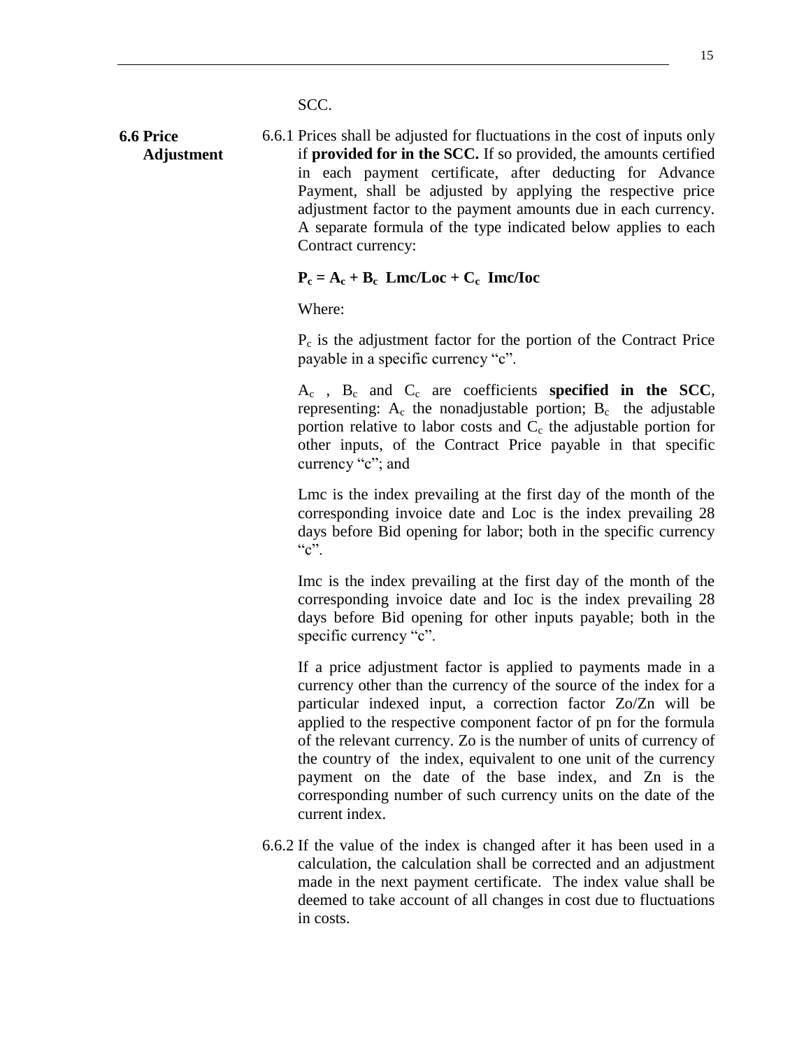SCC.

**6.6 Price Adjustment**

6.6.1 Prices shall be adjusted for fluctuations in the cost of inputs only if **provided for in the SCC.** If so provided, the amounts certified in each payment certificate, after deducting for Advance Payment, shall be adjusted by applying the respective price adjustment factor to the payment amounts due in each currency. A separate formula of the type indicated below applies to each Contract currency:

$$P_c = A_c + B_c \ Lmc/Loc + C_c \ Imc/Ioc$$

Where:

$P_c$ is the adjustment factor for the portion of the Contract Price payable in a specific currency "c".

$A_c$ , $B_c$ and $C_c$ are coefficients **specified in the SCC**, representing: $A_c$ the nonadjustable portion; $B_c$ the adjustable portion relative to labor costs and $C_c$ the adjustable portion for other inputs, of the Contract Price payable in that specific currency "c"; and

Lmc is the index prevailing at the first day of the month of the corresponding invoice date and Loc is the index prevailing 28 days before Bid opening for labor; both in the specific currency "c".

Imc is the index prevailing at the first day of the month of the corresponding invoice date and Ioc is the index prevailing 28 days before Bid opening for other inputs payable; both in the specific currency "c".

If a price adjustment factor is applied to payments made in a currency other than the currency of the source of the index for a particular indexed input, a correction factor Zo/Zn will be applied to the respective component factor of pn for the formula of the relevant currency. Zo is the number of units of currency of the country of the index, equivalent to one unit of the currency payment on the date of the base index, and Zn is the corresponding number of such currency units on the date of the current index.

6.6.2 If the value of the index is changed after it has been used in a calculation, the calculation shall be corrected and an adjustment made in the next payment certificate. The index value shall be deemed to take account of all changes in cost due to fluctuations in costs.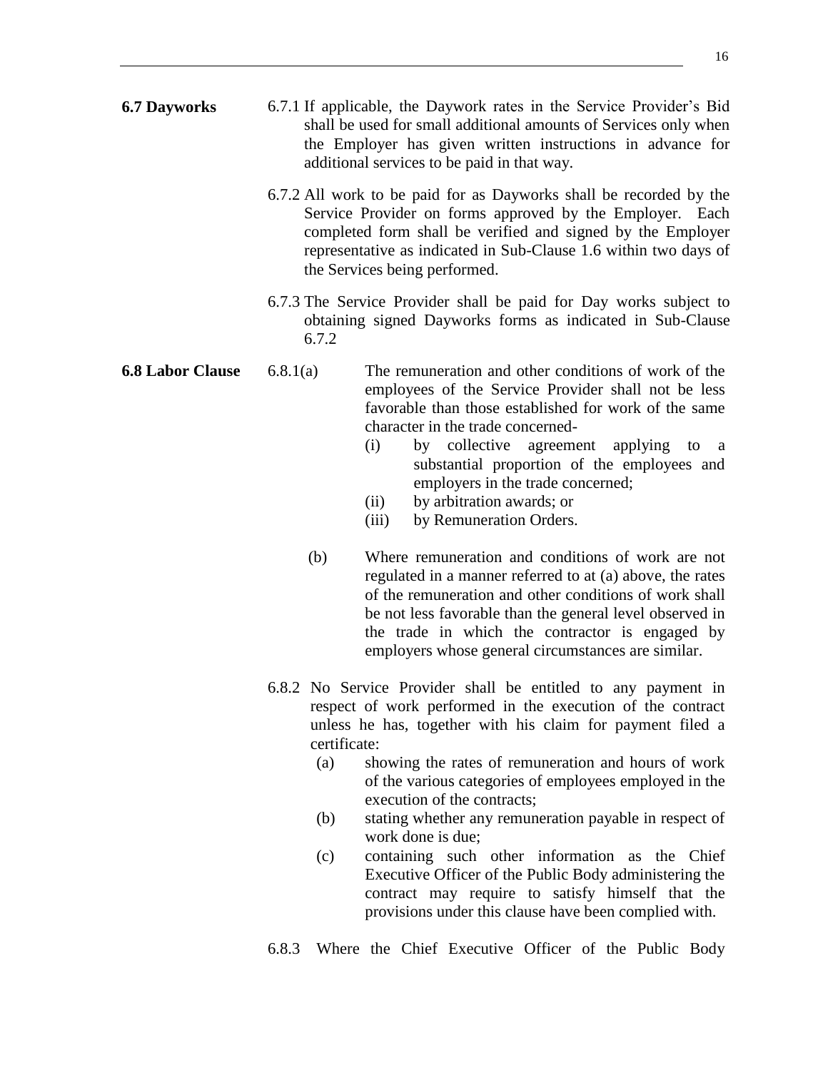**6.7 Dayworks**

6.7.1 If applicable, the Daywork rates in the Service Provider's Bid shall be used for small additional amounts of Services only when the Employer has given written instructions in advance for additional services to be paid in that way.

6.7.2 All work to be paid for as Dayworks shall be recorded by the Service Provider on forms approved by the Employer. Each completed form shall be verified and signed by the Employer representative as indicated in Sub-Clause 1.6 within two days of the Services being performed.

6.7.3 The Service Provider shall be paid for Day works subject to obtaining signed Dayworks forms as indicated in Sub-Clause 6.7.2

**6.8 Labor Clause**

6.8.1(a) The remuneration and other conditions of work of the employees of the Service Provider shall not be less favorable than those established for work of the same character in the trade concerned-

- (i) by collective agreement applying to a substantial proportion of the employees and employers in the trade concerned;
- (ii) by arbitration awards; or
- (iii) by Remuneration Orders.

(b) Where remuneration and conditions of work are not regulated in a manner referred to at (a) above, the rates of the remuneration and other conditions of work shall be not less favorable than the general level observed in the trade in which the contractor is engaged by employers whose general circumstances are similar.

6.8.2 No Service Provider shall be entitled to any payment in respect of work performed in the execution of the contract unless he has, together with his claim for payment filed a certificate:

- (a) showing the rates of remuneration and hours of work of the various categories of employees employed in the execution of the contracts;
- (b) stating whether any remuneration payable in respect of work done is due;
- (c) containing such other information as the Chief Executive Officer of the Public Body administering the contract may require to satisfy himself that the provisions under this clause have been complied with.

6.8.3 Where the Chief Executive Officer of the Public Body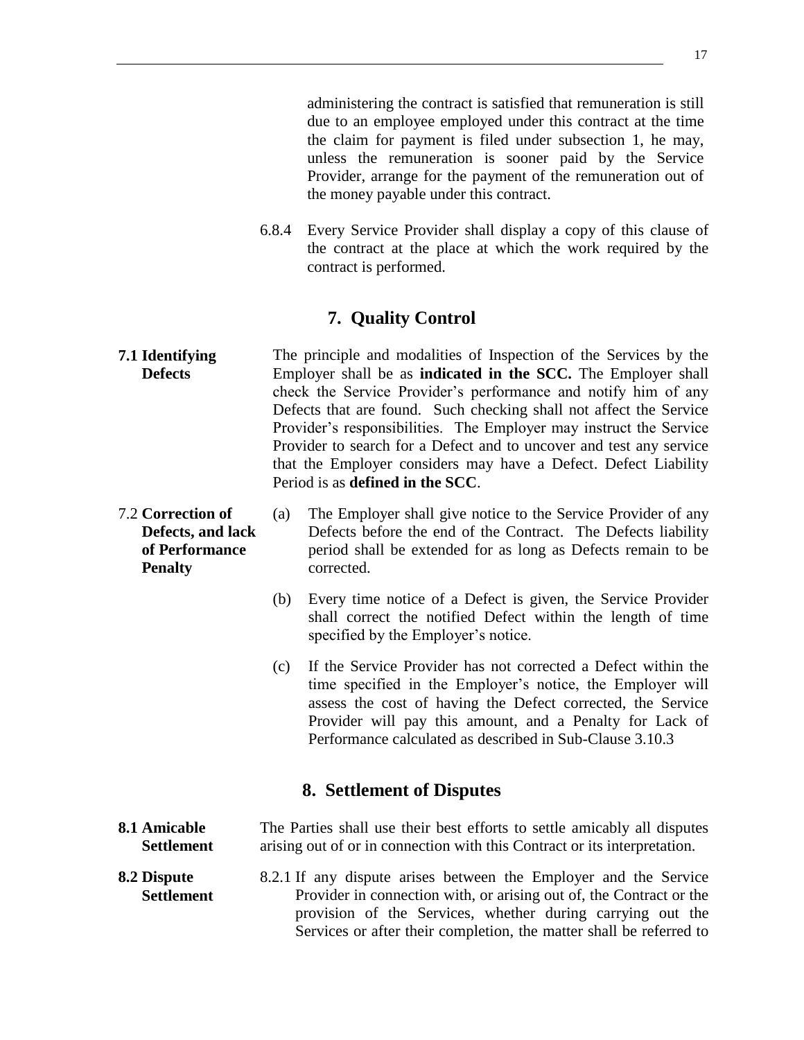administering the contract is satisfied that remuneration is still due to an employee employed under this contract at the time the claim for payment is filed under subsection 1, he may, unless the remuneration is sooner paid by the Service Provider, arrange for the payment of the remuneration out of the money payable under this contract.

6.8.4 Every Service Provider shall display a copy of this clause of the contract at the place at which the work required by the contract is performed.

## 7. Quality Control

**7.1 Identifying Defects**

The principle and modalities of Inspection of the Services by the Employer shall be as **indicated in the SCC.** The Employer shall check the Service Provider's performance and notify him of any Defects that are found. Such checking shall not affect the Service Provider's responsibilities. The Employer may instruct the Service Provider to search for a Defect and to uncover and test any service that the Employer considers may have a Defect. Defect Liability Period is as **defined in the SCC**.

7.2 **Correction of Defects, and lack of Performance Penalty**

(a) The Employer shall give notice to the Service Provider of any Defects before the end of the Contract. The Defects liability period shall be extended for as long as Defects remain to be corrected.

(b) Every time notice of a Defect is given, the Service Provider shall correct the notified Defect within the length of time specified by the Employer's notice.

(c) If the Service Provider has not corrected a Defect within the time specified in the Employer's notice, the Employer will assess the cost of having the Defect corrected, the Service Provider will pay this amount, and a Penalty for Lack of Performance calculated as described in Sub-Clause 3.10.3

## 8. Settlement of Disputes

**8.1 Amicable Settlement**

The Parties shall use their best efforts to settle amicably all disputes arising out of or in connection with this Contract or its interpretation.

**8.2 Dispute Settlement**

8.2.1 If any dispute arises between the Employer and the Service Provider in connection with, or arising out of, the Contract or the provision of the Services, whether during carrying out the Services or after their completion, the matter shall be referred to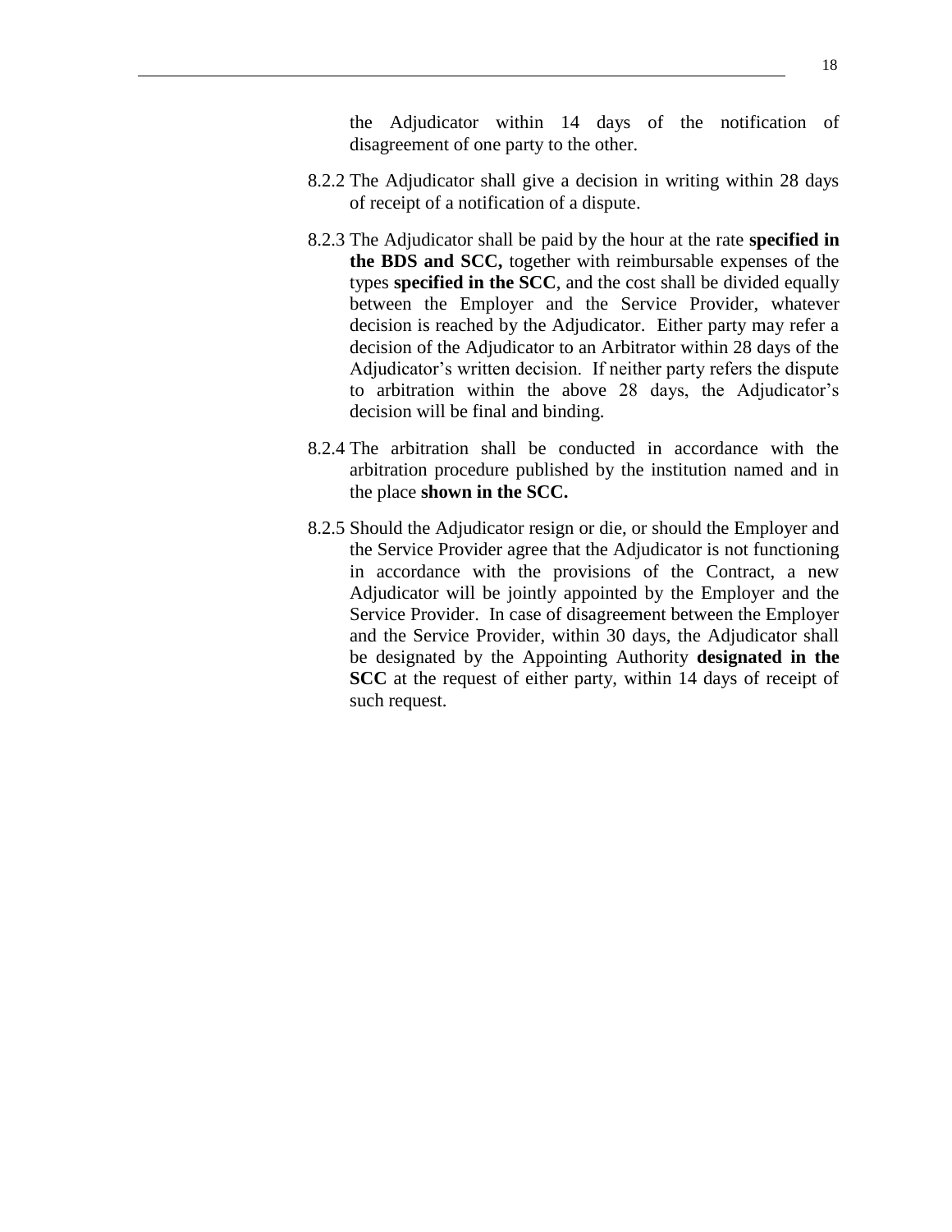the Adjudicator within 14 days of the notification of disagreement of one party to the other.

8.2.2 The Adjudicator shall give a decision in writing within 28 days of receipt of a notification of a dispute.

8.2.3 The Adjudicator shall be paid by the hour at the rate **specified in the BDS and SCC,** together with reimbursable expenses of the types **specified in the SCC**, and the cost shall be divided equally between the Employer and the Service Provider, whatever decision is reached by the Adjudicator. Either party may refer a decision of the Adjudicator to an Arbitrator within 28 days of the Adjudicator's written decision. If neither party refers the dispute to arbitration within the above 28 days, the Adjudicator's decision will be final and binding.

8.2.4 The arbitration shall be conducted in accordance with the arbitration procedure published by the institution named and in the place **shown in the SCC.**

8.2.5 Should the Adjudicator resign or die, or should the Employer and the Service Provider agree that the Adjudicator is not functioning in accordance with the provisions of the Contract, a new Adjudicator will be jointly appointed by the Employer and the Service Provider. In case of disagreement between the Employer and the Service Provider, within 30 days, the Adjudicator shall be designated by the Appointing Authority **designated in the SCC** at the request of either party, within 14 days of receipt of such request.